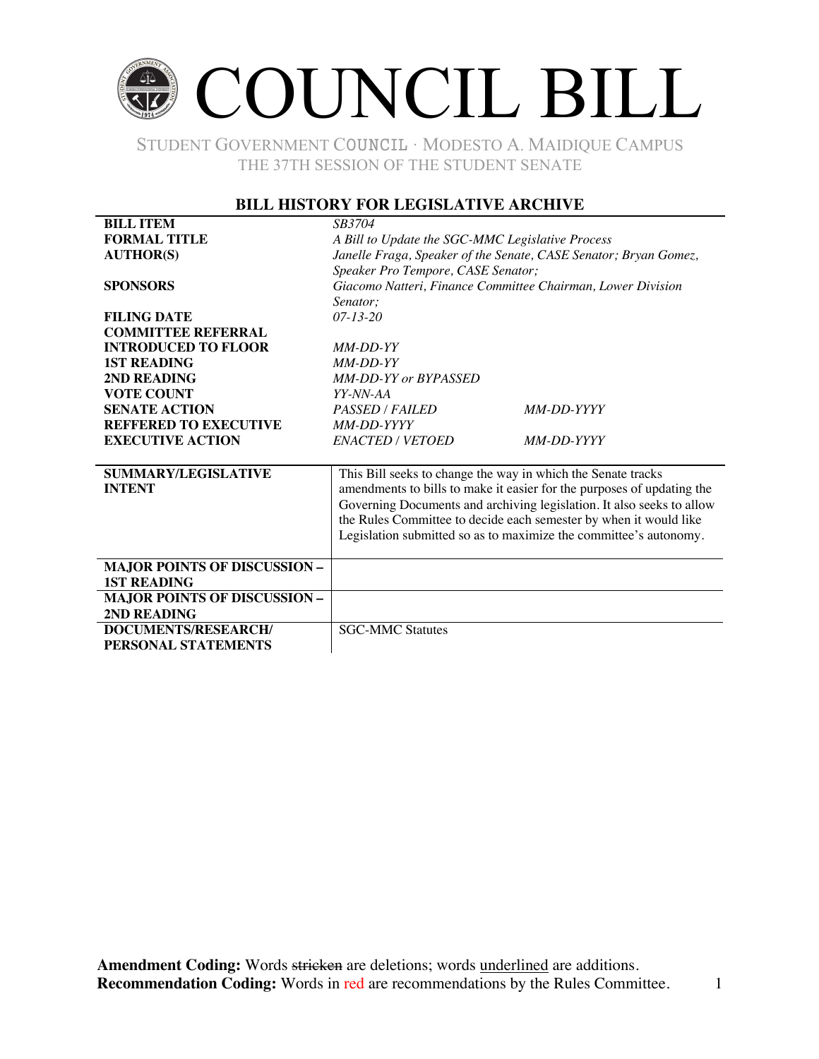# COUNCIL BILL

STUDENT GOVERNMENT COUNCIL · MODESTO A. MAIDIQUE CAMPUS
THE 37TH SESSION OF THE STUDENT SENATE

## BILL HISTORY FOR LEGISLATIVE ARCHIVE

| | | |
|---|---|---|
| **BILL ITEM** | *SB3704* | |
| **FORMAL TITLE** | *A Bill to Update the SGC-MMC Legislative Process* | |
| **AUTHOR(S)** | *Janelle Fraga, Speaker of the Senate, CASE Senator; Bryan Gomez, Speaker Pro Tempore, CASE Senator;* | |
| **SPONSORS** | *Giacomo Natteri, Finance Committee Chairman, Lower Division Senator;* | |
| **FILING DATE** | *07-13-20* | |
| **COMMITTEE REFERRAL** | | |
| **INTRODUCED TO FLOOR** | *MM-DD-YY* | |
| **1ST READING** | *MM-DD-YY* | |
| **2ND READING** | *MM-DD-YY or BYPASSED* | |
| **VOTE COUNT** | *YY-NN-AA* | |
| **SENATE ACTION** | *PASSED / FAILED* | *MM-DD-YYYY* |
| **REFFERED TO EXECUTIVE** | *MM-DD-YYYY* | |
| **EXECUTIVE ACTION** | *ENACTED / VETOED* | *MM-DD-YYYY* |

| | |
|---|---|
| **SUMMARY/LEGISLATIVE INTENT** | This Bill seeks to change the way in which the Senate tracks amendments to bills to make it easier for the purposes of updating the Governing Documents and archiving legislation. It also seeks to allow the Rules Committee to decide each semester by when it would like Legislation submitted so as to maximize the committee's autonomy. |
| **MAJOR POINTS OF DISCUSSION – 1ST READING** | |
| **MAJOR POINTS OF DISCUSSION – 2ND READING** | |
| **DOCUMENTS/RESEARCH/ PERSONAL STATEMENTS** | SGC-MMC Statutes |

**Amendment Coding:** Words ~~stricken~~ are deletions; words <u>underlined</u> are additions.
**Recommendation Coding:** Words in red are recommendations by the Rules Committee.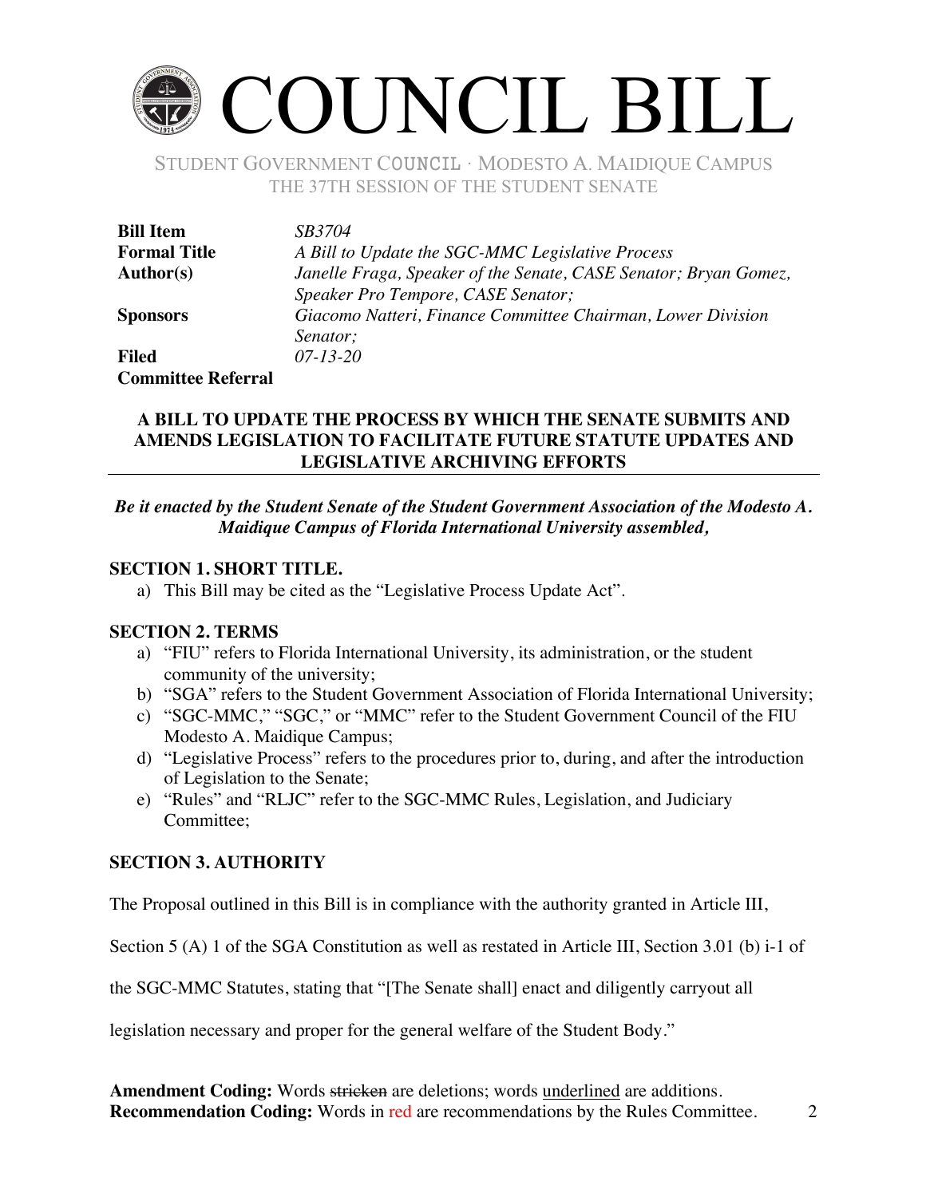# COUNCIL BILL

STUDENT GOVERNMENT COUNCIL · MODESTO A. MAIDIQUE CAMPUS
THE 37TH SESSION OF THE STUDENT SENATE

| | |
|---|---|
| **Bill Item** | *SB3704* |
| **Formal Title** | *A Bill to Update the SGC-MMC Legislative Process* |
| **Author(s)** | *Janelle Fraga, Speaker of the Senate, CASE Senator; Bryan Gomez, Speaker Pro Tempore, CASE Senator;* |
| **Sponsors** | *Giacomo Natteri, Finance Committee Chairman, Lower Division Senator;* |
| **Filed** | *07-13-20* |
| **Committee Referral** | |

**A BILL TO UPDATE THE PROCESS BY WHICH THE SENATE SUBMITS AND AMENDS LEGISLATION TO FACILITATE FUTURE STATUTE UPDATES AND LEGISLATIVE ARCHIVING EFFORTS**

***Be it enacted by the Student Senate of the Student Government Association of the Modesto A. Maidique Campus of Florida International University assembled,***

## SECTION 1. SHORT TITLE.

a) This Bill may be cited as the "Legislative Process Update Act".

## SECTION 2. TERMS

a) "FIU" refers to Florida International University, its administration, or the student community of the university;
b) "SGA" refers to the Student Government Association of Florida International University;
c) "SGC-MMC," "SGC," or "MMC" refer to the Student Government Council of the FIU Modesto A. Maidique Campus;
d) "Legislative Process" refers to the procedures prior to, during, and after the introduction of Legislation to the Senate;
e) "Rules" and "RLJC" refer to the SGC-MMC Rules, Legislation, and Judiciary Committee;

## SECTION 3. AUTHORITY

The Proposal outlined in this Bill is in compliance with the authority granted in Article III, Section 5 (A) 1 of the SGA Constitution as well as restated in Article III, Section 3.01 (b) i-1 of the SGC-MMC Statutes, stating that "[The Senate shall] enact and diligently carryout all legislation necessary and proper for the general welfare of the Student Body."

**Amendment Coding:** Words ~~stricken~~ are deletions; words <u>underlined</u> are additions.
**Recommendation Coding:** Words in red are recommendations by the Rules Committee.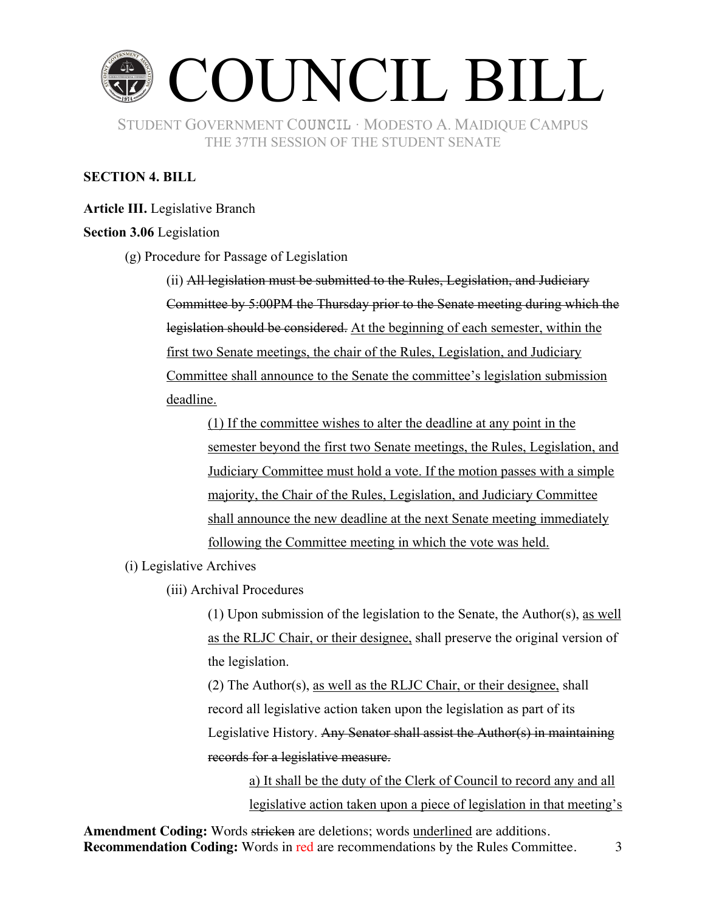**SECTION 4. BILL**

**Article III.** Legislative Branch

**Section 3.06** Legislation

(g) Procedure for Passage of Legislation

(ii) ~~All legislation must be submitted to the Rules, Legislation, and Judiciary Committee by 5:00PM the Thursday prior to the Senate meeting during which the legislation should be considered.~~ <u>At the beginning of each semester, within the first two Senate meetings, the chair of the Rules, Legislation, and Judiciary Committee shall announce to the Senate the committee's legislation submission deadline.</u>

<u>(1) If the committee wishes to alter the deadline at any point in the semester beyond the first two Senate meetings, the Rules, Legislation, and Judiciary Committee must hold a vote. If the motion passes with a simple majority, the Chair of the Rules, Legislation, and Judiciary Committee shall announce the new deadline at the next Senate meeting immediately following the Committee meeting in which the vote was held.</u>

(i) Legislative Archives

(iii) Archival Procedures

(1) Upon submission of the legislation to the Senate, the Author(s), <u>as well as the RLJC Chair, or their designee,</u> shall preserve the original version of the legislation.

(2) The Author(s), <u>as well as the RLJC Chair, or their designee,</u> shall record all legislative action taken upon the legislation as part of its Legislative History. ~~Any Senator shall assist the Author(s) in maintaining records for a legislative measure.~~

<u>a) It shall be the duty of the Clerk of Council to record any and all legislative action taken upon a piece of legislation in that meeting's</u>

**Amendment Coding:** Words ~~stricken~~ are deletions; words <u>underlined</u> are additions.
**Recommendation Coding:** Words in red are recommendations by the Rules Committee.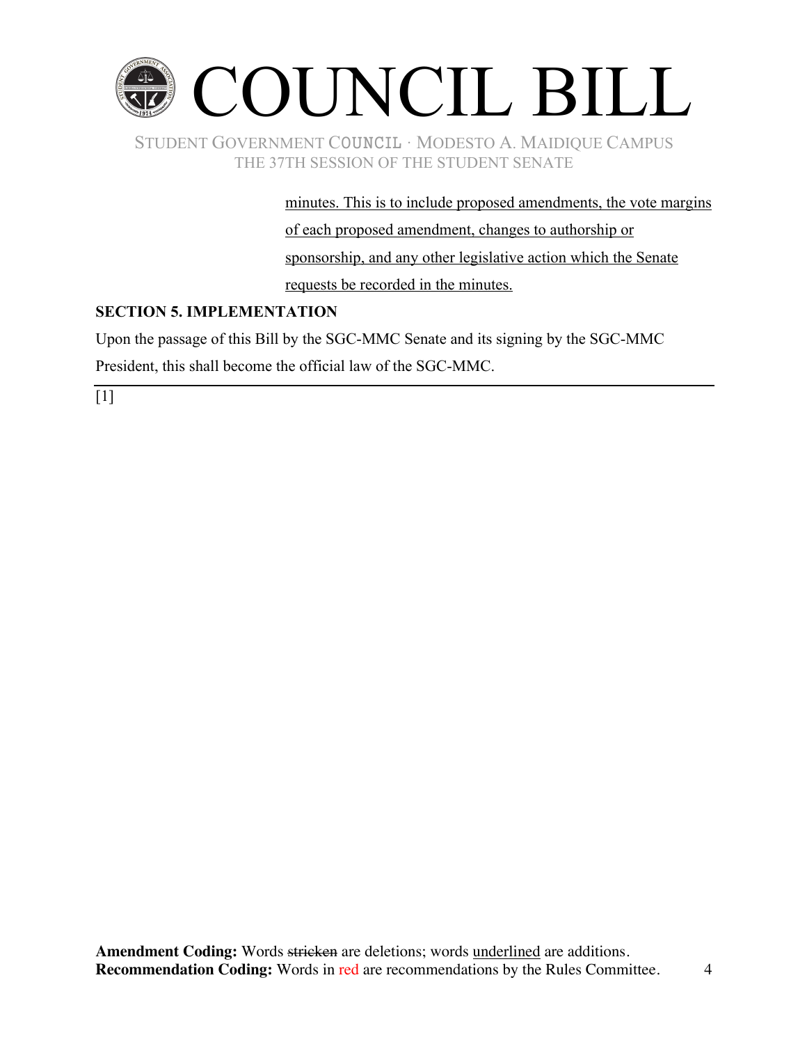<u>minutes. This is to include proposed amendments, the vote margins of each proposed amendment, changes to authorship or sponsorship, and any other legislative action which the Senate requests be recorded in the minutes.</u>

**SECTION 5. IMPLEMENTATION**

Upon the passage of this Bill by the SGC-MMC Senate and its signing by the SGC-MMC President, this shall become the official law of the SGC-MMC.

---

[1]

**Amendment Coding:** Words ~~stricken~~ are deletions; words <u>underlined</u> are additions.
**Recommendation Coding:** Words in red are recommendations by the Rules Committee.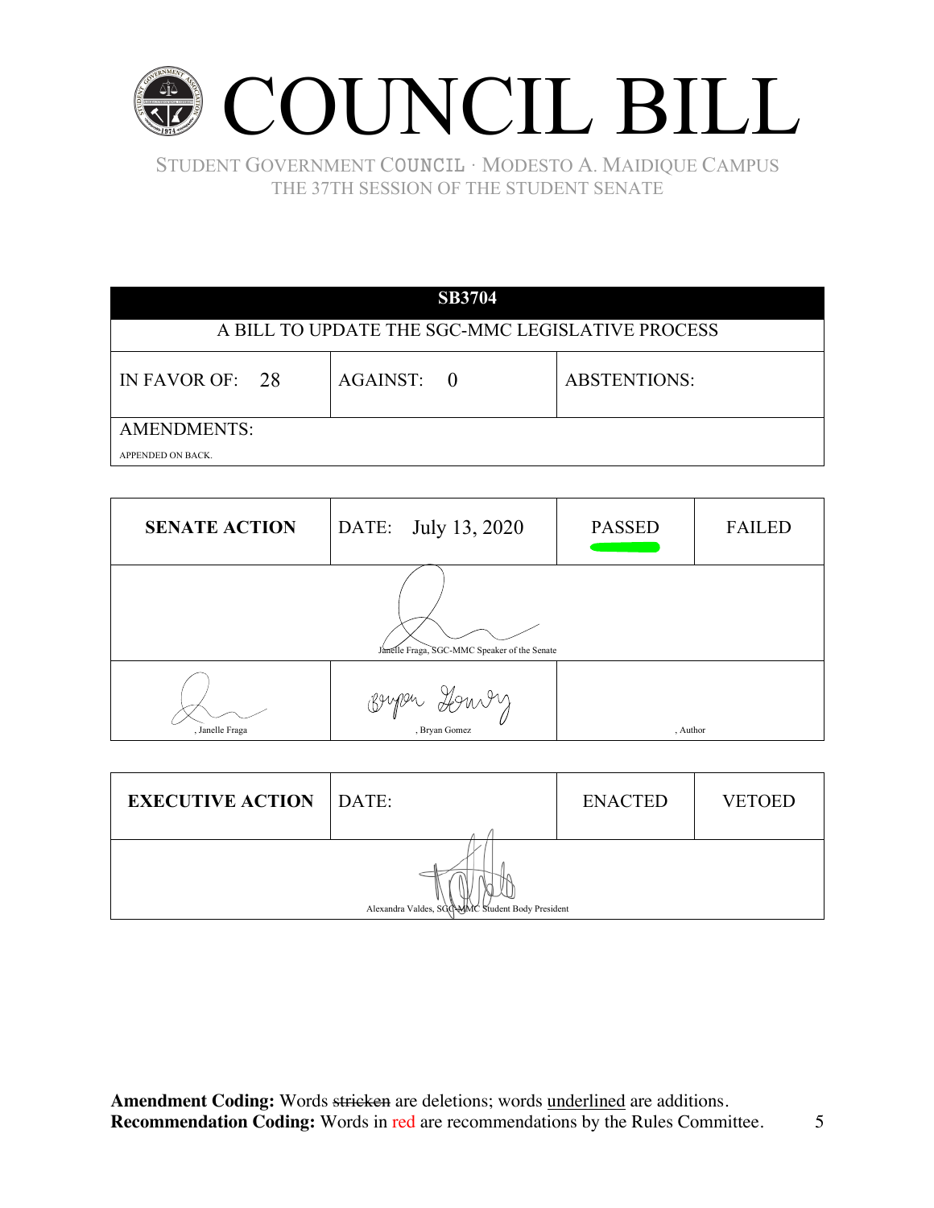# COUNCIL BILL

STUDENT GOVERNMENT COUNCIL · MODESTO A. MAIDIQUE CAMPUS
THE 37TH SESSION OF THE STUDENT SENATE

| SB3704 | | |
|---|---|---|
| A BILL TO UPDATE THE SGC-MMC LEGISLATIVE PROCESS | | |
| IN FAVOR OF: 28 | AGAINST: 0 | ABSTENTIONS: |
| AMENDMENTS: APPENDED ON BACK. | | |

| SENATE ACTION | DATE: July 13, 2020 | PASSED | FAILED |
|---|---|---|---|
| Janelle Fraga, SGC-MMC Speaker of the Senate | | | |
| , Janelle Fraga | , Bryan Gomez | , Author | |

| EXECUTIVE ACTION | DATE: | ENACTED | VETOED |
|---|---|---|---|
| Alexandra Valdes, SGC-MMC Student Body President | | | |

**Amendment Coding:** Words ~~stricken~~ are deletions; words <u>underlined</u> are additions.
**Recommendation Coding:** Words in red are recommendations by the Rules Committee.